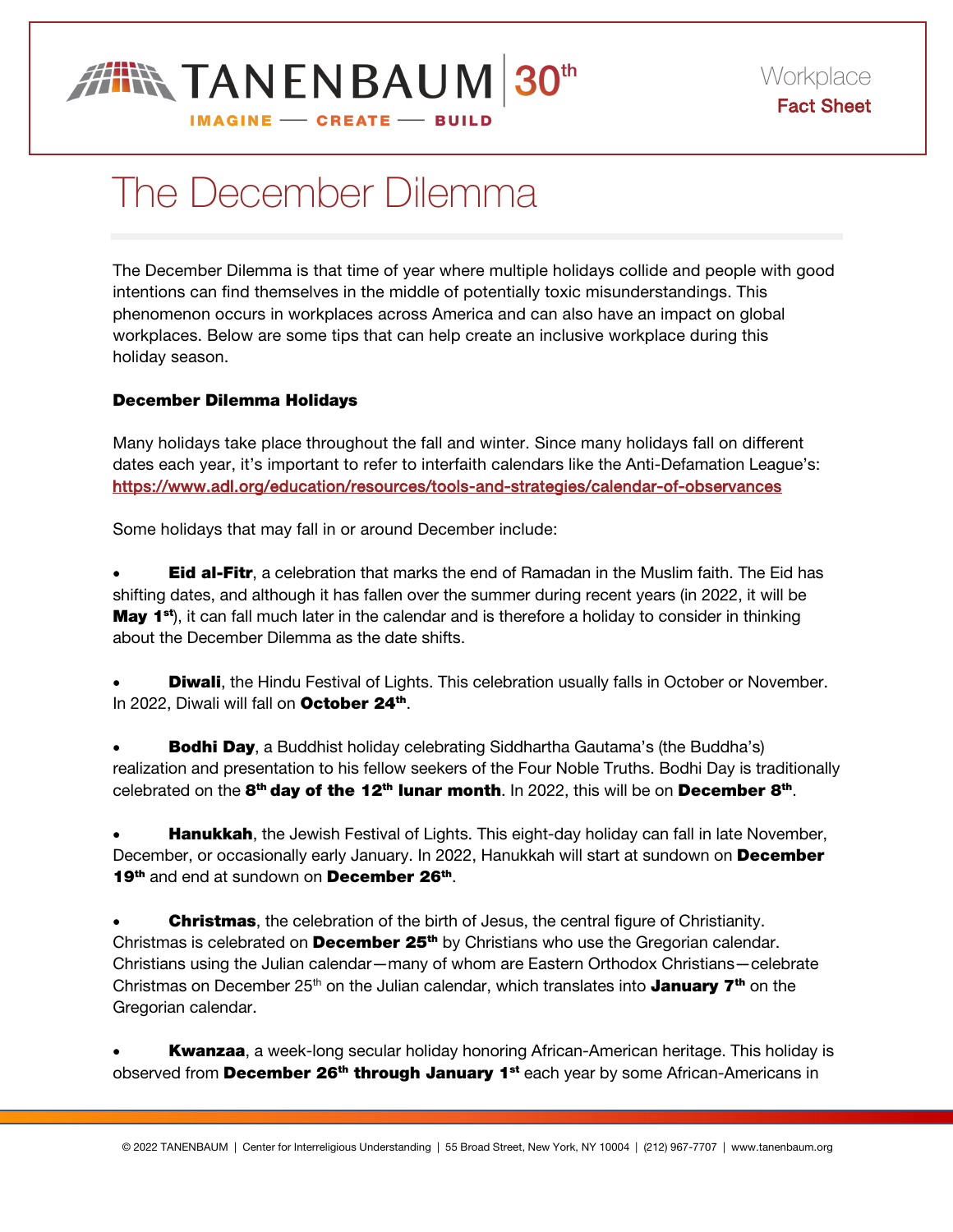Workplace
**Fact Sheet**

# The December Dilemma

The December Dilemma is that time of year where multiple holidays collide and people with good intentions can find themselves in the middle of potentially toxic misunderstandings. This phenomenon occurs in workplaces across America and can also have an impact on global workplaces. Below are some tips that can help create an inclusive workplace during this holiday season.

**December Dilemma Holidays**

Many holidays take place throughout the fall and winter. Since many holidays fall on different dates each year, it's important to refer to interfaith calendars like the Anti-Defamation League's: https://www.adl.org/education/resources/tools-and-strategies/calendar-of-observances

Some holidays that may fall in or around December include:

- **Eid al-Fitr**, a celebration that marks the end of Ramadan in the Muslim faith. The Eid has shifting dates, and although it has fallen over the summer during recent years (in 2022, it will be **May 1st**), it can fall much later in the calendar and is therefore a holiday to consider in thinking about the December Dilemma as the date shifts.

- **Diwali**, the Hindu Festival of Lights. This celebration usually falls in October or November. In 2022, Diwali will fall on **October 24th**.

- **Bodhi Day**, a Buddhist holiday celebrating Siddhartha Gautama's (the Buddha's) realization and presentation to his fellow seekers of the Four Noble Truths. Bodhi Day is traditionally celebrated on the **8th day of the 12th lunar month**. In 2022, this will be on **December 8th**.

- **Hanukkah**, the Jewish Festival of Lights. This eight-day holiday can fall in late November, December, or occasionally early January. In 2022, Hanukkah will start at sundown on **December 19th** and end at sundown on **December 26th**.

- **Christmas**, the celebration of the birth of Jesus, the central figure of Christianity. Christmas is celebrated on **December 25th** by Christians who use the Gregorian calendar. Christians using the Julian calendar—many of whom are Eastern Orthodox Christians—celebrate Christmas on December 25th on the Julian calendar, which translates into **January 7th** on the Gregorian calendar.

- **Kwanzaa**, a week-long secular holiday honoring African-American heritage. This holiday is observed from **December 26th through January 1st** each year by some African-Americans in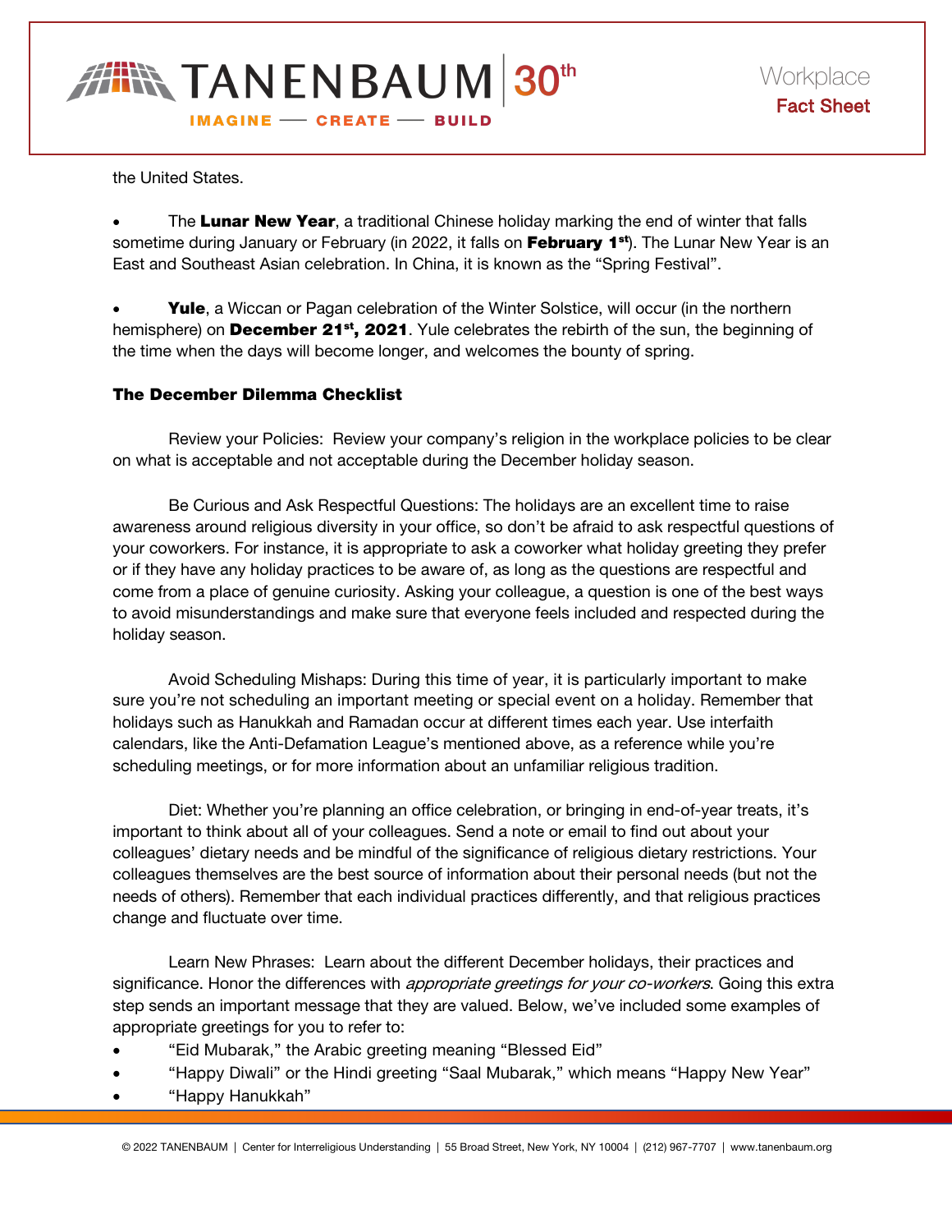the United States.

- The **Lunar New Year**, a traditional Chinese holiday marking the end of winter that falls sometime during January or February (in 2022, it falls on **February 1st**). The Lunar New Year is an East and Southeast Asian celebration. In China, it is known as the "Spring Festival".

- **Yule**, a Wiccan or Pagan celebration of the Winter Solstice, will occur (in the northern hemisphere) on **December 21st, 2021**. Yule celebrates the rebirth of the sun, the beginning of the time when the days will become longer, and welcomes the bounty of spring.

**The December Dilemma Checklist**

Review your Policies: Review your company's religion in the workplace policies to be clear on what is acceptable and not acceptable during the December holiday season.

Be Curious and Ask Respectful Questions: The holidays are an excellent time to raise awareness around religious diversity in your office, so don't be afraid to ask respectful questions of your coworkers. For instance, it is appropriate to ask a coworker what holiday greeting they prefer or if they have any holiday practices to be aware of, as long as the questions are respectful and come from a place of genuine curiosity. Asking your colleague, a question is one of the best ways to avoid misunderstandings and make sure that everyone feels included and respected during the holiday season.

Avoid Scheduling Mishaps: During this time of year, it is particularly important to make sure you're not scheduling an important meeting or special event on a holiday. Remember that holidays such as Hanukkah and Ramadan occur at different times each year. Use interfaith calendars, like the Anti-Defamation League's mentioned above, as a reference while you're scheduling meetings, or for more information about an unfamiliar religious tradition.

Diet: Whether you're planning an office celebration, or bringing in end-of-year treats, it's important to think about all of your colleagues. Send a note or email to find out about your colleagues' dietary needs and be mindful of the significance of religious dietary restrictions. Your colleagues themselves are the best source of information about their personal needs (but not the needs of others). Remember that each individual practices differently, and that religious practices change and fluctuate over time.

Learn New Phrases: Learn about the different December holidays, their practices and significance. Honor the differences with *appropriate greetings for your co-workers*. Going this extra step sends an important message that they are valued. Below, we've included some examples of appropriate greetings for you to refer to:

- "Eid Mubarak," the Arabic greeting meaning "Blessed Eid"
- "Happy Diwali" or the Hindi greeting "Saal Mubarak," which means "Happy New Year"
- "Happy Hanukkah"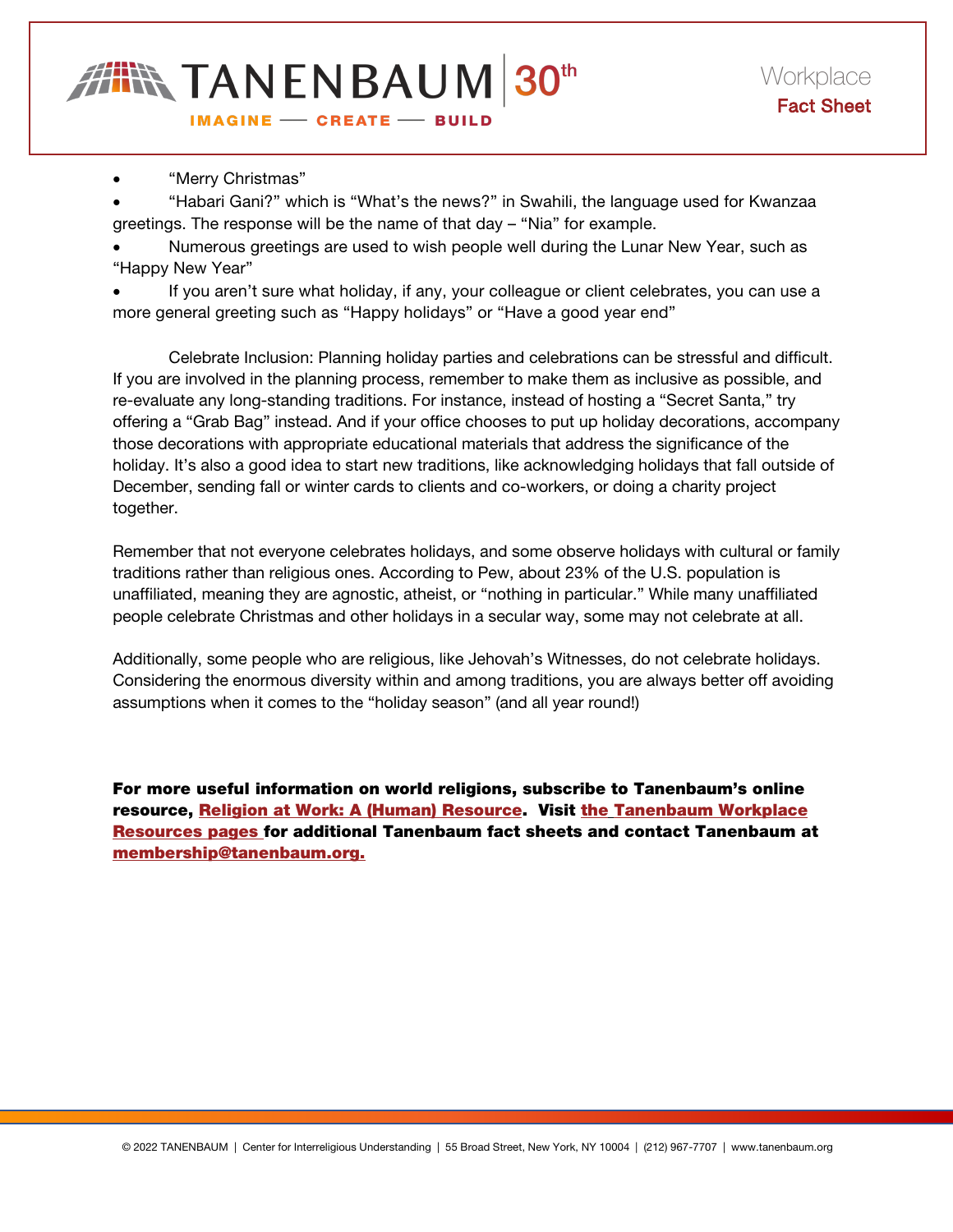- "Merry Christmas"
- "Habari Gani?" which is "What's the news?" in Swahili, the language used for Kwanzaa greetings. The response will be the name of that day – "Nia" for example.
- Numerous greetings are used to wish people well during the Lunar New Year, such as "Happy New Year"
- If you aren't sure what holiday, if any, your colleague or client celebrates, you can use a more general greeting such as "Happy holidays" or "Have a good year end"

Celebrate Inclusion: Planning holiday parties and celebrations can be stressful and difficult. If you are involved in the planning process, remember to make them as inclusive as possible, and re-evaluate any long-standing traditions. For instance, instead of hosting a "Secret Santa," try offering a "Grab Bag" instead. And if your office chooses to put up holiday decorations, accompany those decorations with appropriate educational materials that address the significance of the holiday. It's also a good idea to start new traditions, like acknowledging holidays that fall outside of December, sending fall or winter cards to clients and co-workers, or doing a charity project together.

Remember that not everyone celebrates holidays, and some observe holidays with cultural or family traditions rather than religious ones. According to Pew, about 23% of the U.S. population is unaffiliated, meaning they are agnostic, atheist, or "nothing in particular." While many unaffiliated people celebrate Christmas and other holidays in a secular way, some may not celebrate at all.

Additionally, some people who are religious, like Jehovah's Witnesses, do not celebrate holidays. Considering the enormous diversity within and among traditions, you are always better off avoiding assumptions when it comes to the "holiday season" (and all year round!)

**For more useful information on world religions, subscribe to Tanenbaum's online resource, Religion at Work: A (Human) Resource. Visit the Tanenbaum Workplace Resources pages for additional Tanenbaum fact sheets and contact Tanenbaum at membership@tanenbaum.org.**